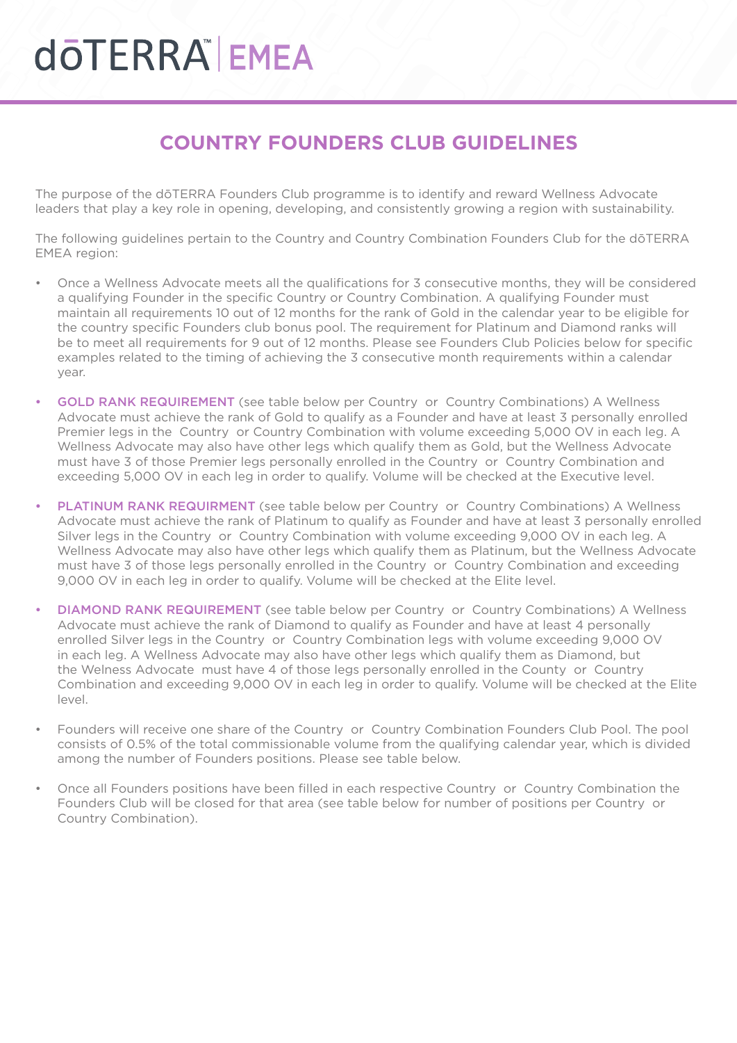# dōTERRA EMEA

## COUNTRY FOUNDERS CLUB GUIDELINES

The purpose of the dōTERRA Founders Club programme is to identify and reward Wellness Advocate leaders that play a key role in opening, developing, and consistently growing a region with sustainability.

The following guidelines pertain to the Country and Country Combination Founders Club for the dōTERRA EMEA region:

- Once a Wellness Advocate meets all the qualifications for 3 consecutive months, they will be considered a qualifying Founder in the specific Country or Country Combination. A qualifying Founder must maintain all requirements 10 out of 12 months for the rank of Gold in the calendar year to be eligible for the country specific Founders club bonus pool. The requirement for Platinum and Diamond ranks will be to meet all requirements for 9 out of 12 months. Please see Founders Club Policies below for specific examples related to the timing of achieving the 3 consecutive month requirements within a calendar year.

- **GOLD RANK REQUIREMENT** (see table below per Country or Country Combinations) A Wellness Advocate must achieve the rank of Gold to qualify as a Founder and have at least 3 personally enrolled Premier legs in the Country or Country Combination with volume exceeding 5,000 OV in each leg. A Wellness Advocate may also have other legs which qualify them as Gold, but the Wellness Advocate must have 3 of those Premier legs personally enrolled in the Country or Country Combination and exceeding 5,000 OV in each leg in order to qualify. Volume will be checked at the Executive level.

- **PLATINUM RANK REQUIRMENT** (see table below per Country or Country Combinations) A Wellness Advocate must achieve the rank of Platinum to qualify as Founder and have at least 3 personally enrolled Silver legs in the Country or Country Combination with volume exceeding 9,000 OV in each leg. A Wellness Advocate may also have other legs which qualify them as Platinum, but the Wellness Advocate must have 3 of those legs personally enrolled in the Country or Country Combination and exceeding 9,000 OV in each leg in order to qualify. Volume will be checked at the Elite level.

- **DIAMOND RANK REQUIREMENT** (see table below per Country or Country Combinations) A Wellness Advocate must achieve the rank of Diamond to qualify as Founder and have at least 4 personally enrolled Silver legs in the Country or Country Combination legs with volume exceeding 9,000 OV in each leg. A Wellness Advocate may also have other legs which qualify them as Diamond, but the Welness Advocate must have 4 of those legs personally enrolled in the County or Country Combination and exceeding 9,000 OV in each leg in order to qualify. Volume will be checked at the Elite level.

- Founders will receive one share of the Country or Country Combination Founders Club Pool. The pool consists of 0.5% of the total commissionable volume from the qualifying calendar year, which is divided among the number of Founders positions. Please see table below.

- Once all Founders positions have been filled in each respective Country or Country Combination the Founders Club will be closed for that area (see table below for number of positions per Country or Country Combination).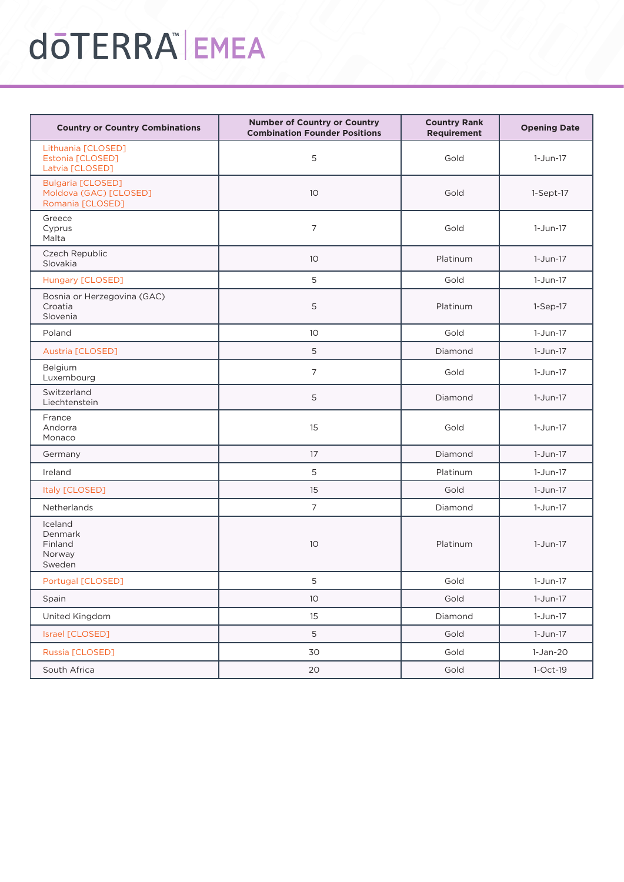# dōTERRA™ | EMEA

| Country or Country Combinations | Number of Country or Country Combination Founder Positions | Country Rank Requirement | Opening Date |
|---|---|---|---|
| Lithuania [CLOSED]<br>Estonia [CLOSED]<br>Latvia [CLOSED] | 5 | Gold | 1-Jun-17 |
| Bulgaria [CLOSED]<br>Moldova (GAC) [CLOSED]<br>Romania [CLOSED] | 10 | Gold | 1-Sept-17 |
| Greece<br>Cyprus<br>Malta | 7 | Gold | 1-Jun-17 |
| Czech Republic<br>Slovakia | 10 | Platinum | 1-Jun-17 |
| Hungary [CLOSED] | 5 | Gold | 1-Jun-17 |
| Bosnia or Herzegovina (GAC)<br>Croatia<br>Slovenia | 5 | Platinum | 1-Sep-17 |
| Poland | 10 | Gold | 1-Jun-17 |
| Austria [CLOSED] | 5 | Diamond | 1-Jun-17 |
| Belgium<br>Luxembourg | 7 | Gold | 1-Jun-17 |
| Switzerland<br>Liechtenstein | 5 | Diamond | 1-Jun-17 |
| France<br>Andorra<br>Monaco | 15 | Gold | 1-Jun-17 |
| Germany | 17 | Diamond | 1-Jun-17 |
| Ireland | 5 | Platinum | 1-Jun-17 |
| Italy [CLOSED] | 15 | Gold | 1-Jun-17 |
| Netherlands | 7 | Diamond | 1-Jun-17 |
| Iceland<br>Denmark<br>Finland<br>Norway<br>Sweden | 10 | Platinum | 1-Jun-17 |
| Portugal [CLOSED] | 5 | Gold | 1-Jun-17 |
| Spain | 10 | Gold | 1-Jun-17 |
| United Kingdom | 15 | Diamond | 1-Jun-17 |
| Israel [CLOSED] | 5 | Gold | 1-Jun-17 |
| Russia [CLOSED] | 30 | Gold | 1-Jan-20 |
| South Africa | 20 | Gold | 1-Oct-19 |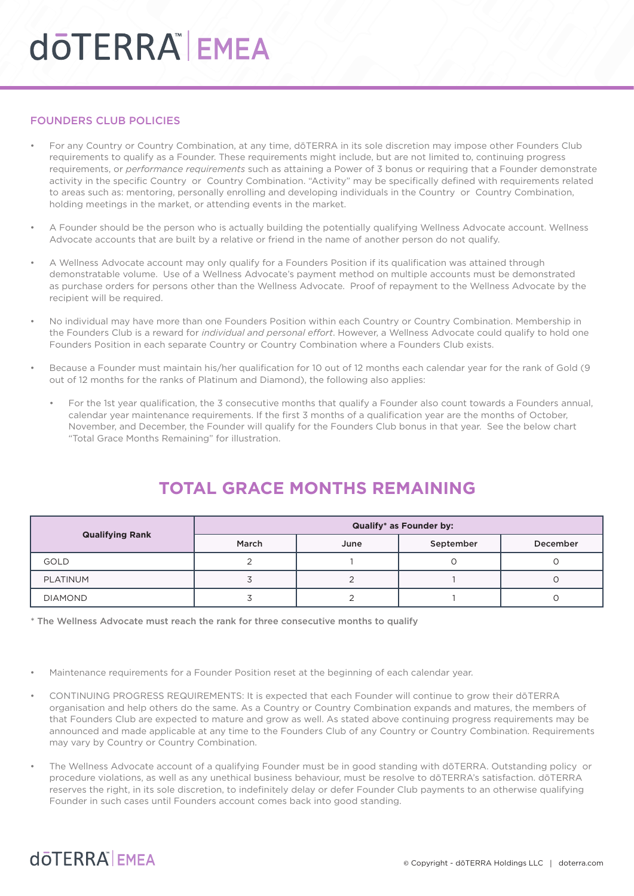## FOUNDERS CLUB POLICIES

- For any Country or Country Combination, at any time, dōTERRA in its sole discretion may impose other Founders Club requirements to qualify as a Founder. These requirements might include, but are not limited to, continuing progress requirements, or *performance requirements* such as attaining a Power of 3 bonus or requiring that a Founder demonstrate activity in the specific Country or Country Combination. "Activity" may be specifically defined with requirements related to areas such as: mentoring, personally enrolling and developing individuals in the Country or Country Combination, holding meetings in the market, or attending events in the market.
- A Founder should be the person who is actually building the potentially qualifying Wellness Advocate account. Wellness Advocate accounts that are built by a relative or friend in the name of another person do not qualify.
- A Wellness Advocate account may only qualify for a Founders Position if its qualification was attained through demonstratable volume. Use of a Wellness Advocate's payment method on multiple accounts must be demonstrated as purchase orders for persons other than the Wellness Advocate. Proof of repayment to the Wellness Advocate by the recipient will be required.
- No individual may have more than one Founders Position within each Country or Country Combination. Membership in the Founders Club is a reward for *individual and personal effort*. However, a Wellness Advocate could qualify to hold one Founders Position in each separate Country or Country Combination where a Founders Club exists.
- Because a Founder must maintain his/her qualification for 10 out of 12 months each calendar year for the rank of Gold (9 out of 12 months for the ranks of Platinum and Diamond), the following also applies:
  - For the 1st year qualification, the 3 consecutive months that qualify a Founder also count towards a Founders annual, calendar year maintenance requirements. If the first 3 months of a qualification year are the months of October, November, and December, the Founder will qualify for the Founders Club bonus in that year. See the below chart "Total Grace Months Remaining" for illustration.

## TOTAL GRACE MONTHS REMAINING

| Qualifying Rank | Qualify* as Founder by: | | | |
|---|---|---|---|---|
| | March | June | September | December |
| GOLD | 2 | 1 | 0 | 0 |
| PLATINUM | 3 | 2 | 1 | 0 |
| DIAMOND | 3 | 2 | 1 | 0 |

\* The Wellness Advocate must reach the rank for three consecutive months to qualify

- Maintenance requirements for a Founder Position reset at the beginning of each calendar year.
- CONTINUING PROGRESS REQUIREMENTS: It is expected that each Founder will continue to grow their dōTERRA organisation and help others do the same. As a Country or Country Combination expands and matures, the members of that Founders Club are expected to mature and grow as well. As stated above continuing progress requirements may be announced and made applicable at any time to the Founders Club of any Country or Country Combination. Requirements may vary by Country or Country Combination.
- The Wellness Advocate account of a qualifying Founder must be in good standing with dōTERRA. Outstanding policy or procedure violations, as well as any unethical business behaviour, must be resolve to dōTERRA's satisfaction. dōTERRA reserves the right, in its sole discretion, to indefinitely delay or defer Founder Club payments to an otherwise qualifying Founder in such cases until Founders account comes back into good standing.